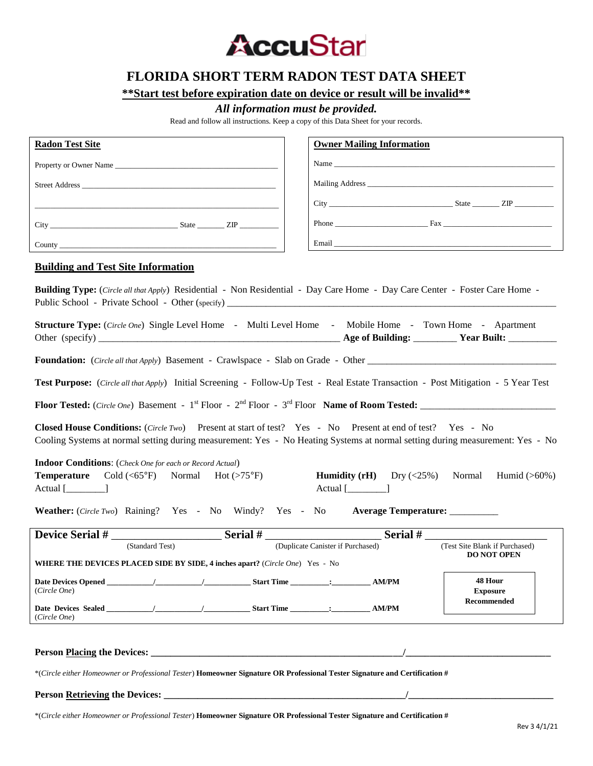AccuStar

# FLORIDA SHORT TERM RADON TEST DATA SHEET

**<u>**Start test before expiration date on device or result will be invalid**</u>**

***All information must be provided.***

Read and follow all instructions. Keep a copy of this Data Sheet for your records.

**<u>Radon Test Site</u>**

Property or Owner Name ________________________________________

Street Address ________________________________________________

_______________________________________________________________

City ______________________________ State _______ ZIP _________

County ________________________________________________________

**<u>Owner Mailing Information</u>**

Name __________________________________________________________

Mailing Address ________________________________________________

City ______________________________ State _______ ZIP _________

Phone _______________________ Fax ____________________________

Email _________________________________________________________

## <u>Building and Test Site Information</u>

**Building Type:** (*Circle all that Apply*) Residential - Non Residential - Day Care Home - Day Care Center - Foster Care Home - Public School - Private School - Other (specify) ________________________________

**Structure Type:** (*Circle One*) Single Level Home - Multi Level Home - Mobile Home - Town Home - Apartment Other (specify) ______________________________ **Age of Building:** _________ **Year Built:** __________

**Foundation:** (*Circle all that Apply*) Basement - Crawlspace - Slab on Grade - Other ______________________

**Test Purpose:** (*Circle all that Apply*) Initial Screening - Follow-Up Test - Real Estate Transaction - Post Mitigation - 5 Year Test

**Floor Tested:** (*Circle One*) Basement - 1st Floor - 2nd Floor - 3rd Floor **Name of Room Tested:** ____________________

**Closed House Conditions:** (*Circle Two*) Present at start of test? Yes - No Present at end of test? Yes - No
Cooling Systems at normal setting during measurement: Yes - No Heating Systems at normal setting during measurement: Yes - No

**Indoor Conditions**: (*Check One for each or Record Actual*)

**Temperature** Cold (<65°F) Normal Hot (>75°F)
Actual [________]

**Humidity (rH)** Dry (<25%) Normal Humid (>60%)
Actual [________]

**Weather:** (*Circle Two*) Raining? Yes - No Windy? Yes - No **Average Temperature:** __________

**Device Serial #** ____________________ **Serial #** ____________________ **Serial #** ____________________

(Standard Test) (Duplicate Canister if Purchased) (Test Site Blank if Purchased) **DO NOT OPEN**

**WHERE THE DEVICES PLACED SIDE BY SIDE, 4 inches apart?** (*Circle One*) Yes - No

**Date Devices Opened** ________/________/________ **Start Time** ________:________ **AM/PM** (*Circle One*)

**Date Devices Sealed** ________/________/________ **Start Time** ________:________ **AM/PM** (*Circle One*)

**48 Hour Exposure Recommended**

**Person <u>Placing</u> the Devices:** ____________________________________/____________________________

*(*Circle either Homeowner or Professional Tester*) **Homeowner Signature OR Professional Tester Signature and Certification #**

**Person <u>Retrieving</u> the Devices:** ____________________________________/____________________________

*(*Circle either Homeowner or Professional Tester*) **Homeowner Signature OR Professional Tester Signature and Certification #**

Rev 3 4/1/21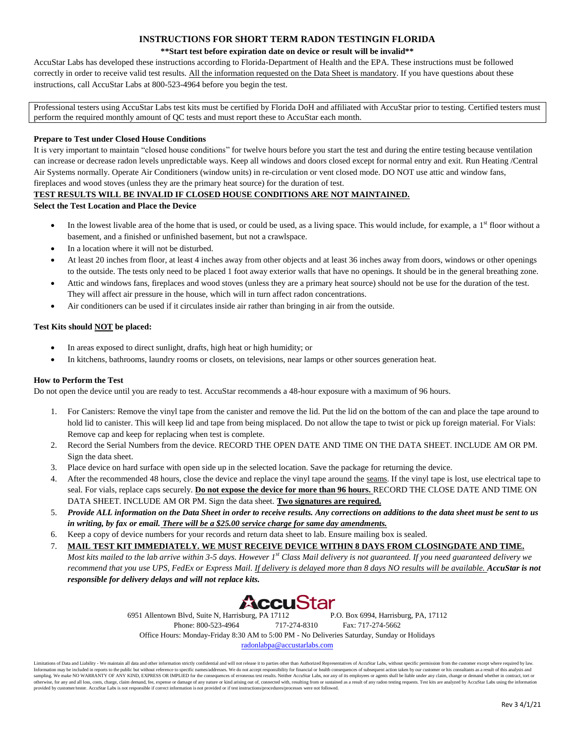# INSTRUCTIONS FOR SHORT TERM RADON TESTINGIN FLORIDA

**\*\*Start test before expiration date on device or result will be invalid\*\***

AccuStar Labs has developed these instructions according to Florida-Department of Health and the EPA. These instructions must be followed correctly in order to receive valid test results. All the information requested on the Data Sheet is mandatory. If you have questions about these instructions, call AccuStar Labs at 800-523-4964 before you begin the test.

Professional testers using AccuStar Labs test kits must be certified by Florida DoH and affiliated with AccuStar prior to testing. Certified testers must perform the required monthly amount of QC tests and must report these to AccuStar each month.

**Prepare to Test under Closed House Conditions**

It is very important to maintain "closed house conditions" for twelve hours before you start the test and during the entire testing because ventilation can increase or decrease radon levels unpredictable ways. Keep all windows and doors closed except for normal entry and exit. Run Heating /Central Air Systems normally. Operate Air Conditioners (window units) in re-circulation or vent closed mode. DO NOT use attic and window fans, fireplaces and wood stoves (unless they are the primary heat source) for the duration of test.

**TEST RESULTS WILL BE INVALID IF CLOSED HOUSE CONDITIONS ARE NOT MAINTAINED.**

**Select the Test Location and Place the Device**

- In the lowest livable area of the home that is used, or could be used, as a living space. This would include, for example, a 1st floor without a basement, and a finished or unfinished basement, but not a crawlspace.
- In a location where it will not be disturbed.
- At least 20 inches from floor, at least 4 inches away from other objects and at least 36 inches away from doors, windows or other openings to the outside. The tests only need to be placed 1 foot away exterior walls that have no openings. It should be in the general breathing zone.
- Attic and windows fans, fireplaces and wood stoves (unless they are a primary heat source) should not be use for the duration of the test. They will affect air pressure in the house, which will in turn affect radon concentrations.
- Air conditioners can be used if it circulates inside air rather than bringing in air from the outside.

**Test Kits should NOT be placed:**

- In areas exposed to direct sunlight, drafts, high heat or high humidity; or
- In kitchens, bathrooms, laundry rooms or closets, on televisions, near lamps or other sources generation heat.

**How to Perform the Test**

Do not open the device until you are ready to test. AccuStar recommends a 48-hour exposure with a maximum of 96 hours.

1. For Canisters: Remove the vinyl tape from the canister and remove the lid. Put the lid on the bottom of the can and place the tape around to hold lid to canister. This will keep lid and tape from being misplaced. Do not allow the tape to twist or pick up foreign material. For Vials: Remove cap and keep for replacing when test is complete.
2. Record the Serial Numbers from the device. RECORD THE OPEN DATE AND TIME ON THE DATA SHEET. INCLUDE AM OR PM. Sign the data sheet.
3. Place device on hard surface with open side up in the selected location. Save the package for returning the device.
4. After the recommended 48 hours, close the device and replace the vinyl tape around the seams. If the vinyl tape is lost, use electrical tape to seal. For vials, replace caps securely. **Do not expose the device for more than 96 hours.** RECORD THE CLOSE DATE AND TIME ON DATA SHEET. INCLUDE AM OR PM. Sign the data sheet. **Two signatures are required.**
5. ***Provide ALL information on the Data Sheet in order to receive results. Any corrections on additions to the data sheet must be sent to us in writing, by fax or email. There will be a $25.00 service charge for same day amendments.***
6. Keep a copy of device numbers for your records and return data sheet to lab. Ensure mailing box is sealed.
7. **MAIL TEST KIT IMMEDIATELY. WE MUST RECEIVE DEVICE WITHIN 8 DAYS FROM CLOSINGDATE AND TIME.** *Most kits mailed to the lab arrive within 3-5 days. However 1st Class Mail delivery is not guaranteed. If you need guaranteed delivery we recommend that you use UPS, FedEx or Express Mail. If delivery is delayed more than 8 days NO results will be available.* ***AccuStar is not responsible for delivery delays and will not replace kits.***

**AccuStar**

6951 Allentown Blvd, Suite N, Harrisburg, PA 17112 P.O. Box 6994, Harrisburg, PA, 17112

Phone: 800-523-4964 717-274-8310 Fax: 717-274-5662

Office Hours: Monday-Friday 8:30 AM to 5:00 PM - No Deliveries Saturday, Sunday or Holidays

radonlabpa@accustarlabs.com

Limitations of Data and Liability - We maintain all data and other information strictly confidential and will not release it to parties other than Authorized Representatives of AccuStar Labs, without specific permission from the customer except where required by law. Information may be included in reports to the public but without reference to specific names/addresses. We do not accept responsibility for financial or health consequences of subsequent action taken by our customer or his consultants as a result of this analysis and sampling. We make NO WARRANTY OF ANY KIND, EXPRESS OR IMPLIED for the consequences of erroneous test results. Neither AccuStar Labs, nor any of its employees or agents shall be liable under any claim, change or demand whether in contract, tort or otherwise, for any and all loss, costs, charge, claim demand, fee, expense or damage of any nature or kind arising out of, connected with, resulting from or sustained as a result of any radon testing requests. Test kits are analyzed by AccuStar Labs using the information provided by customer/tester. AccuStar Labs is not responsible if correct information is not provided or if test instructions/procedures/processes were not followed.

Rev 3 4/1/21